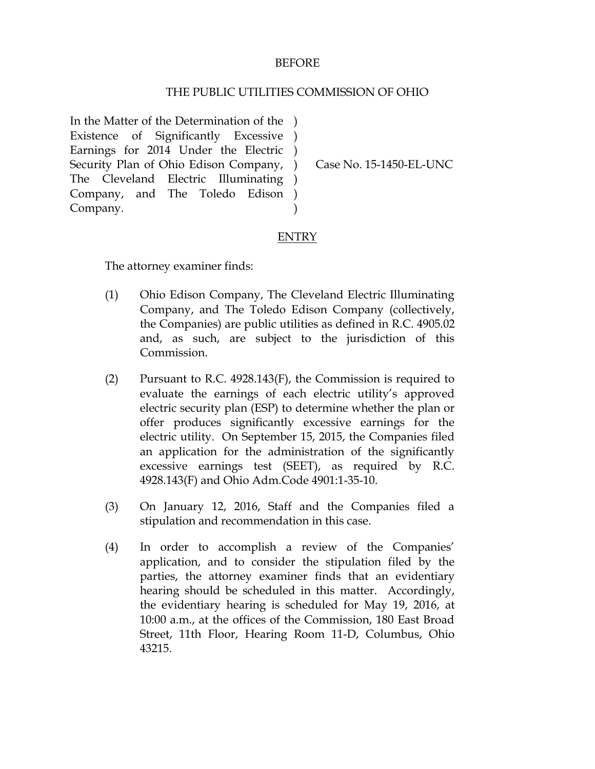BEFORE

THE PUBLIC UTILITIES COMMISSION OF OHIO

| | | |
|---|---|---|
| In the Matter of the Determination of the Existence of Significantly Excessive Earnings for 2014 Under the Electric Security Plan of Ohio Edison Company, The Cleveland Electric Illuminating Company, and The Toledo Edison Company. | ) | Case No. 15-1450-EL-UNC |

ENTRY

The attorney examiner finds:

(1) Ohio Edison Company, The Cleveland Electric Illuminating Company, and The Toledo Edison Company (collectively, the Companies) are public utilities as defined in R.C. 4905.02 and, as such, are subject to the jurisdiction of this Commission.

(2) Pursuant to R.C. 4928.143(F), the Commission is required to evaluate the earnings of each electric utility's approved electric security plan (ESP) to determine whether the plan or offer produces significantly excessive earnings for the electric utility. On September 15, 2015, the Companies filed an application for the administration of the significantly excessive earnings test (SEET), as required by R.C. 4928.143(F) and Ohio Adm.Code 4901:1-35-10.

(3) On January 12, 2016, Staff and the Companies filed a stipulation and recommendation in this case.

(4) In order to accomplish a review of the Companies' application, and to consider the stipulation filed by the parties, the attorney examiner finds that an evidentiary hearing should be scheduled in this matter. Accordingly, the evidentiary hearing is scheduled for May 19, 2016, at 10:00 a.m., at the offices of the Commission, 180 East Broad Street, 11th Floor, Hearing Room 11-D, Columbus, Ohio 43215.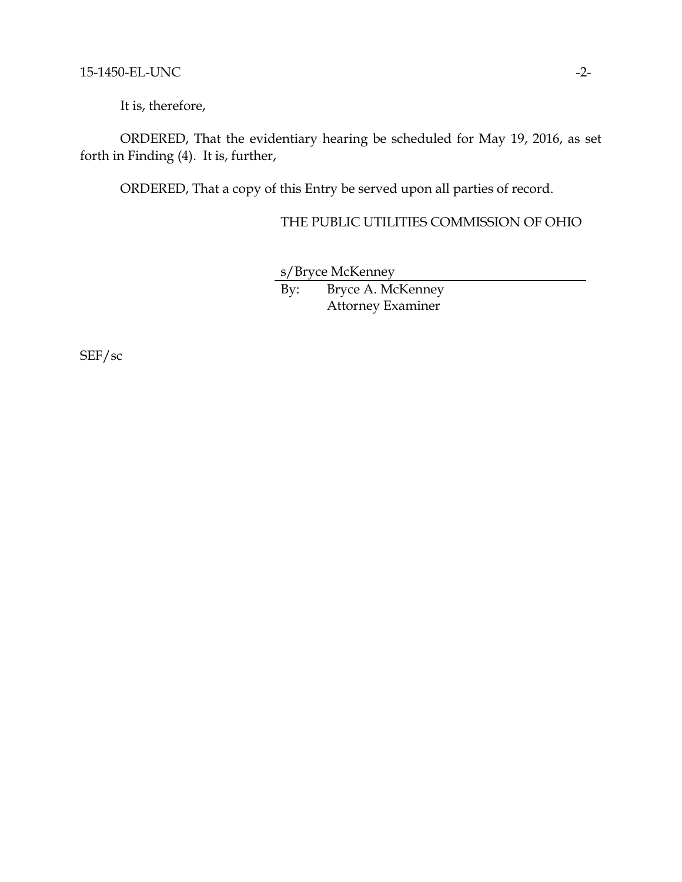It is, therefore,

ORDERED, That the evidentiary hearing be scheduled for May 19, 2016, as set forth in Finding (4). It is, further,

ORDERED, That a copy of this Entry be served upon all parties of record.

THE PUBLIC UTILITIES COMMISSION OF OHIO

s/Bryce McKenney

By: Bryce A. McKenney
Attorney Examiner

SEF/sc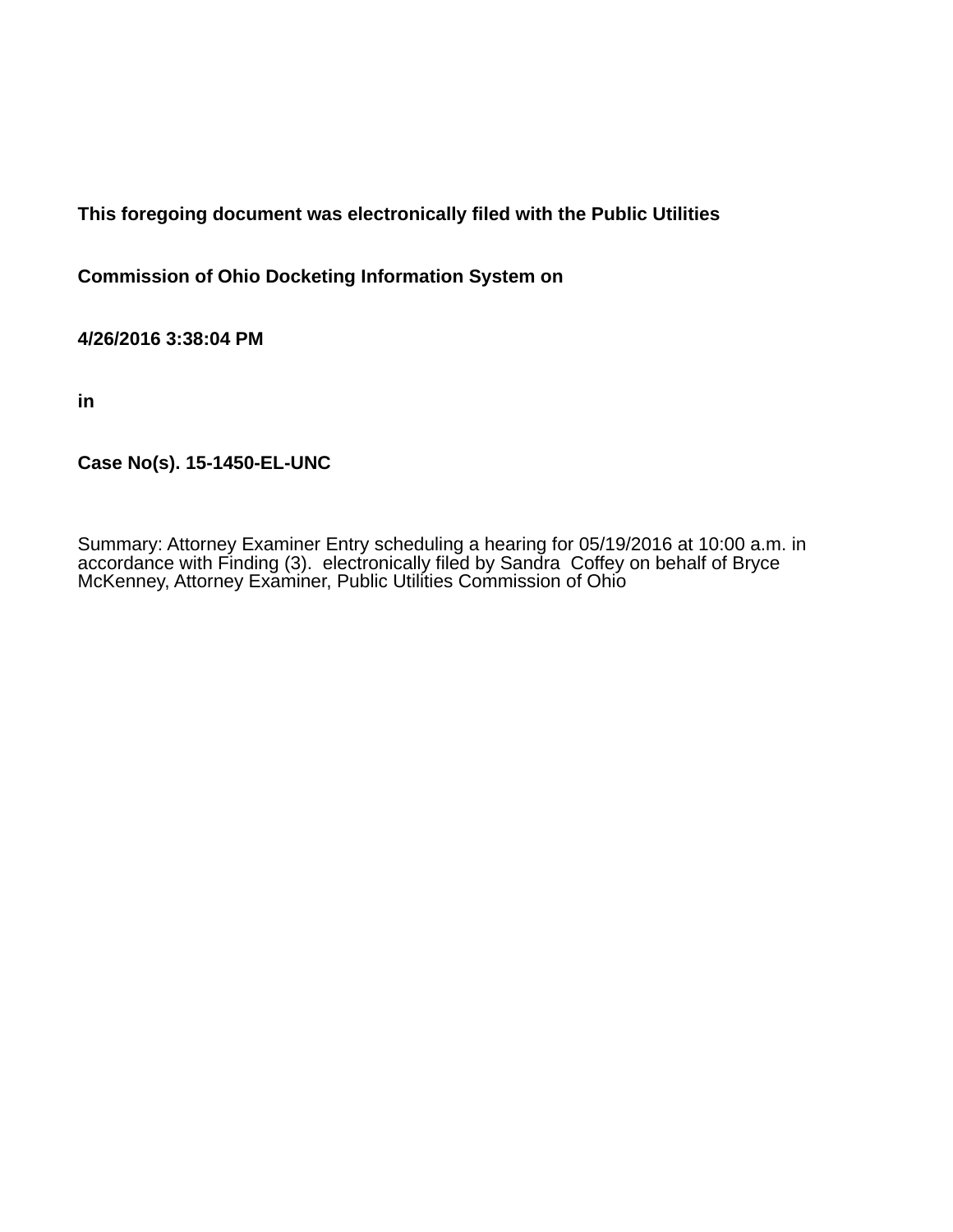**This foregoing document was electronically filed with the Public Utilities**

**Commission of Ohio Docketing Information System on**

**4/26/2016 3:38:04 PM**

**in**

**Case No(s). 15-1450-EL-UNC**

Summary: Attorney Examiner Entry scheduling a hearing for 05/19/2016 at 10:00 a.m. in accordance with Finding (3). electronically filed by Sandra Coffey on behalf of Bryce McKenney, Attorney Examiner, Public Utilities Commission of Ohio